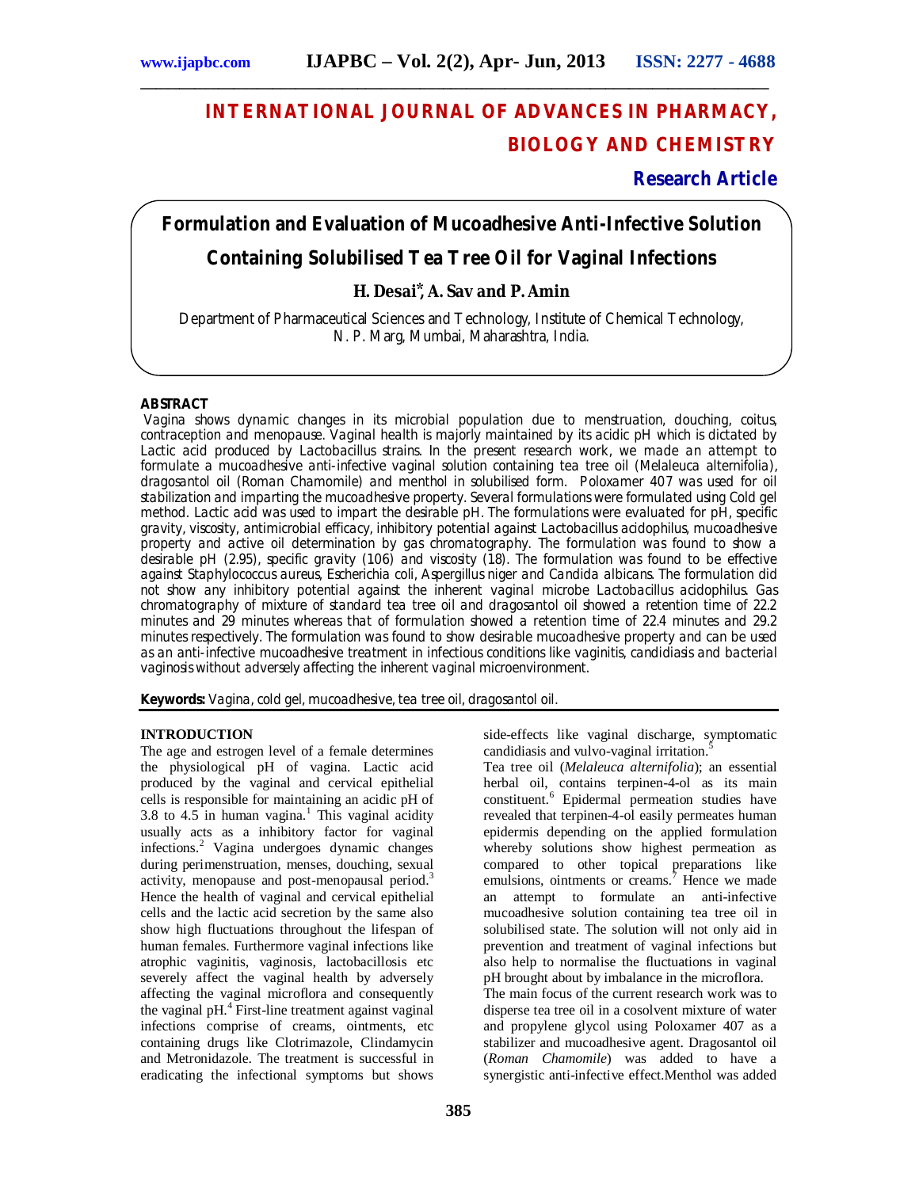# INTERNATIONAL JOURNAL OF ADVANCES IN PHARMACY, BIOLOGY AND CHEMISTRY

**Research Article**

## Formulation and Evaluation of Mucoadhesive Anti-Infective Solution Containing Solubilised Tea Tree Oil for Vaginal Infections

**H. Desai\*, A. Sav and P. Amin**

Department of Pharmaceutical Sciences and Technology, Institute of Chemical Technology, N. P. Marg, Mumbai, Maharashtra, India.

### ABSTRACT

Vagina shows dynamic changes in its microbial population due to menstruation, douching, coitus, contraception and menopause. Vaginal health is majorly maintained by its acidic pH which is dictated by Lactic acid produced by Lactobacillus strains. In the present research work, we made an attempt to formulate a mucoadhesive anti-infective vaginal solution containing tea tree oil (Melaleuca alternifolia), dragosantol oil (Roman Chamomile) and menthol in solubilised form. Poloxamer 407 was used for oil stabilization and imparting the mucoadhesive property. Several formulations were formulated using Cold gel method. Lactic acid was used to impart the desirable pH. The formulations were evaluated for pH, specific gravity, viscosity, antimicrobial efficacy, inhibitory potential against Lactobacillus acidophilus, mucoadhesive property and active oil determination by gas chromatography. The formulation was found to show a desirable pH (2.95), specific gravity (106) and viscosity (18). The formulation was found to be effective against Staphylococcus aureus, Escherichia coli, Aspergillus niger and Candida albicans. The formulation did not show any inhibitory potential against the inherent vaginal microbe Lactobacillus acidophilus. Gas chromatography of mixture of standard tea tree oil and dragosantol oil showed a retention time of 22.2 minutes and 29 minutes whereas that of formulation showed a retention time of 22.4 minutes and 29.2 minutes respectively. The formulation was found to show desirable mucoadhesive property and can be used as an anti-infective mucoadhesive treatment in infectious conditions like vaginitis, candidiasis and bacterial vaginosis without adversely affecting the inherent vaginal microenvironment.

**Keywords:** Vagina, cold gel, mucoadhesive, tea tree oil, dragosantol oil.

### INTRODUCTION

The age and estrogen level of a female determines the physiological pH of vagina. Lactic acid produced by the vaginal and cervical epithelial cells is responsible for maintaining an acidic pH of 3.8 to 4.5 in human vagina.[1] This vaginal acidity usually acts as a inhibitory factor for vaginal infections.[2] Vagina undergoes dynamic changes during perimenstruation, menses, douching, sexual activity, menopause and post-menopausal period.[3] Hence the health of vaginal and cervical epithelial cells and the lactic acid secretion by the same also show high fluctuations throughout the lifespan of human females. Furthermore vaginal infections like atrophic vaginitis, vaginosis, lactobacillosis etc severely affect the vaginal health by adversely affecting the vaginal microflora and consequently the vaginal pH.[4] First-line treatment against vaginal infections comprise of creams, ointments, etc containing drugs like Clotrimazole, Clindamycin and Metronidazole. The treatment is successful in eradicating the infectional symptoms but shows side-effects like vaginal discharge, symptomatic candidiasis and vulvo-vaginal irritation.[5]

Tea tree oil (*Melaleuca alternifolia*); an essential herbal oil, contains terpinen-4-ol as its main constituent.[6] Epidermal permeation studies have revealed that terpinen-4-ol easily permeates human epidermis depending on the applied formulation whereby solutions show highest permeation as compared to other topical preparations like emulsions, ointments or creams.[7] Hence we made an attempt to formulate an anti-infective mucoadhesive solution containing tea tree oil in solubilised state. The solution will not only aid in prevention and treatment of vaginal infections but also help to normalise the fluctuations in vaginal pH brought about by imbalance in the microflora.

The main focus of the current research work was to disperse tea tree oil in a cosolvent mixture of water and propylene glycol using Poloxamer 407 as a stabilizer and mucoadhesive agent. Dragosantol oil (*Roman Chamomile*) was added to have a synergistic anti-infective effect.Menthol was added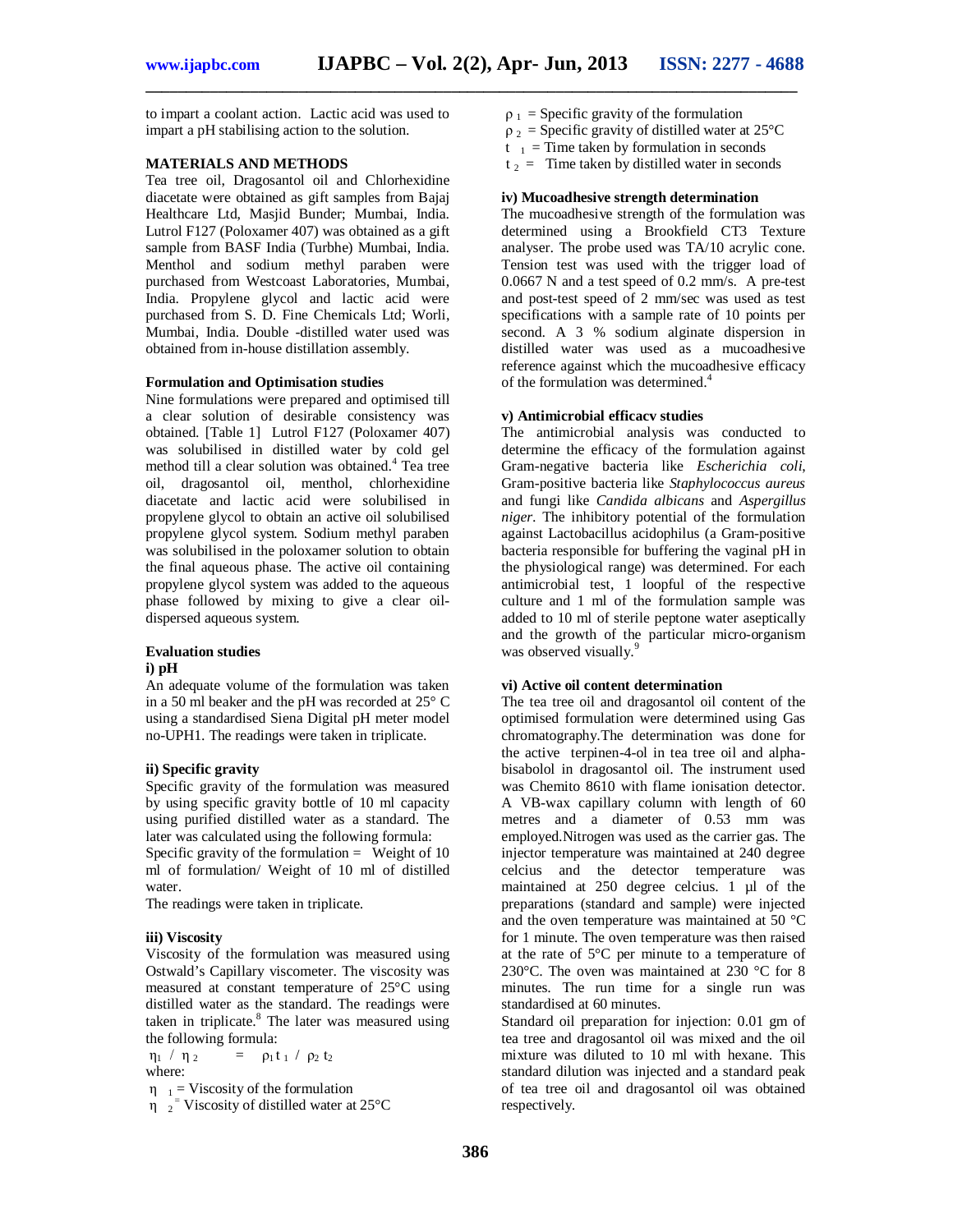to impart a coolant action. Lactic acid was used to impart a pH stabilising action to the solution.

## MATERIALS AND METHODS

Tea tree oil, Dragosantol oil and Chlorhexidine diacetate were obtained as gift samples from Bajaj Healthcare Ltd, Masjid Bunder; Mumbai, India. Lutrol F127 (Poloxamer 407) was obtained as a gift sample from BASF India (Turbhe) Mumbai, India. Menthol and sodium methyl paraben were purchased from Westcoast Laboratories, Mumbai, India. Propylene glycol and lactic acid were purchased from S. D. Fine Chemicals Ltd; Worli, Mumbai, India. Double -distilled water used was obtained from in-house distillation assembly.

### Formulation and Optimisation studies

Nine formulations were prepared and optimised till a clear solution of desirable consistency was obtained. [Table 1] Lutrol F127 (Poloxamer 407) was solubilised in distilled water by cold gel method till a clear solution was obtained.[4] Tea tree oil, dragosantol oil, menthol, chlorhexidine diacetate and lactic acid were solubilised in propylene glycol to obtain an active oil solubilised propylene glycol system. Sodium methyl paraben was solubilised in the poloxamer solution to obtain the final aqueous phase. The active oil containing propylene glycol system was added to the aqueous phase followed by mixing to give a clear oil-dispersed aqueous system.

### Evaluation studies

**i) pH**

An adequate volume of the formulation was taken in a 50 ml beaker and the pH was recorded at 25° C using a standardised Siena Digital pH meter model no-UPH1. The readings were taken in triplicate.

**ii) Specific gravity**

Specific gravity of the formulation was measured by using specific gravity bottle of 10 ml capacity using purified distilled water as a standard. The later was calculated using the following formula:

Specific gravity of the formulation = Weight of 10 ml of formulation/ Weight of 10 ml of distilled water.

The readings were taken in triplicate.

**iii) Viscosity**

Viscosity of the formulation was measured using Ostwald's Capillary viscometer. The viscosity was measured at constant temperature of 25°C using distilled water as the standard. The readings were taken in triplicate.[8] The later was measured using the following formula:

$$\eta_1 / \eta_2 = \rho_1 t_1 / \rho_2 t_2$$

where:

$\eta_1$ = Viscosity of the formulation

$\eta_2$ = Viscosity of distilled water at 25°C

$\rho_1$ = Specific gravity of the formulation

$\rho_2$ = Specific gravity of distilled water at 25°C

$t_1$ = Time taken by formulation in seconds

$t_2$ = Time taken by distilled water in seconds

**iv) Mucoadhesive strength determination**

The mucoadhesive strength of the formulation was determined using a Brookfield CT3 Texture analyser. The probe used was TA/10 acrylic cone. Tension test was used with the trigger load of 0.0667 N and a test speed of 0.2 mm/s. A pre-test and post-test speed of 2 mm/sec was used as test specifications with a sample rate of 10 points per second. A 3 % sodium alginate dispersion in distilled water was used as a mucoadhesive reference against which the mucoadhesive efficacy of the formulation was determined.[4]

**v) Antimicrobial efficacv studies**

The antimicrobial analysis was conducted to determine the efficacy of the formulation against Gram-negative bacteria like *Escherichia coli*, Gram-positive bacteria like *Staphylococcus aureus* and fungi like *Candida albicans* and *Aspergillus niger*. The inhibitory potential of the formulation against Lactobacillus acidophilus (a Gram-positive bacteria responsible for buffering the vaginal pH in the physiological range) was determined. For each antimicrobial test, 1 loopful of the respective culture and 1 ml of the formulation sample was added to 10 ml of sterile peptone water aseptically and the growth of the particular micro-organism was observed visually.[9]

**vi) Active oil content determination**

The tea tree oil and dragosantol oil content of the optimised formulation were determined using Gas chromatography.The determination was done for the active terpinen-4-ol in tea tree oil and alpha-bisabolol in dragosantol oil. The instrument used was Chemito 8610 with flame ionisation detector. A VB-wax capillary column with length of 60 metres and a diameter of 0.53 mm was employed.Nitrogen was used as the carrier gas. The injector temperature was maintained at 240 degree celcius and the detector temperature was maintained at 250 degree celcius. 1 µl of the preparations (standard and sample) were injected and the oven temperature was maintained at 50 °C for 1 minute. The oven temperature was then raised at the rate of 5°C per minute to a temperature of 230°C. The oven was maintained at 230 °C for 8 minutes. The run time for a single run was standardised at 60 minutes.

Standard oil preparation for injection: 0.01 gm of tea tree and dragosantol oil was mixed and the oil mixture was diluted to 10 ml with hexane. This standard dilution was injected and a standard peak of tea tree oil and dragosantol oil was obtained respectively.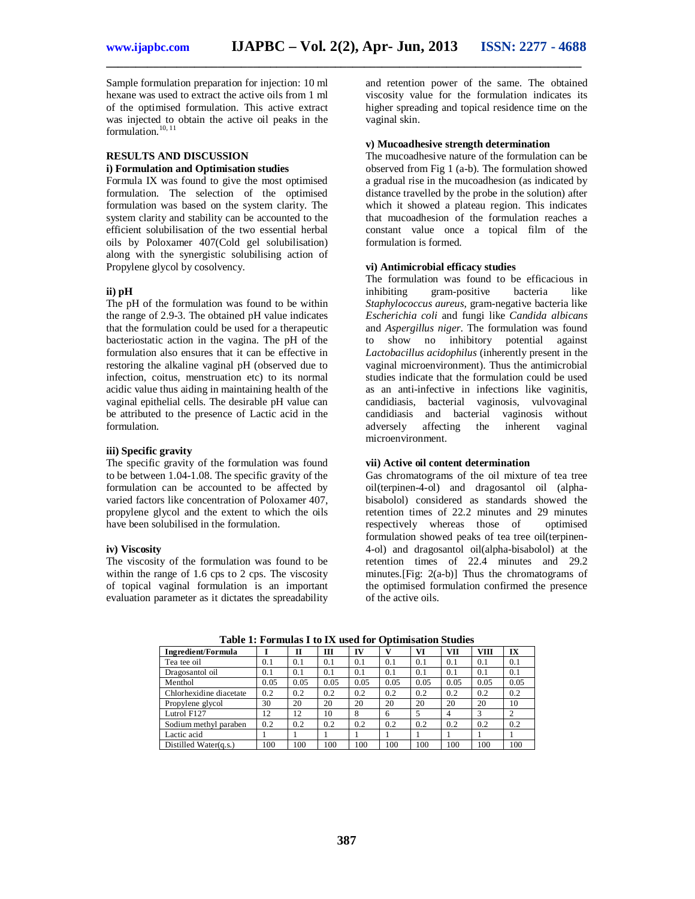Sample formulation preparation for injection: 10 ml hexane was used to extract the active oils from 1 ml of the optimised formulation. This active extract was injected to obtain the active oil peaks in the formulation.[10, 11]

## RESULTS AND DISCUSSION

### i) Formulation and Optimisation studies

Formula IX was found to give the most optimised formulation. The selection of the optimised formulation was based on the system clarity. The system clarity and stability can be accounted to the efficient solubilisation of the two essential herbal oils by Poloxamer 407(Cold gel solubilisation) along with the synergistic solubilising action of Propylene glycol by cosolvency.

### ii) pH

The pH of the formulation was found to be within the range of 2.9-3. The obtained pH value indicates that the formulation could be used for a therapeutic bacteriostatic action in the vagina. The pH of the formulation also ensures that it can be effective in restoring the alkaline vaginal pH (observed due to infection, coitus, menstruation etc) to its normal acidic value thus aiding in maintaining health of the vaginal epithelial cells. The desirable pH value can be attributed to the presence of Lactic acid in the formulation.

### iii) Specific gravity

The specific gravity of the formulation was found to be between 1.04-1.08. The specific gravity of the formulation can be accounted to be affected by varied factors like concentration of Poloxamer 407, propylene glycol and the extent to which the oils have been solubilised in the formulation.

### iv) Viscosity

The viscosity of the formulation was found to be within the range of 1.6 cps to 2 cps. The viscosity of topical vaginal formulation is an important evaluation parameter as it dictates the spreadability and retention power of the same. The obtained viscosity value for the formulation indicates its higher spreading and topical residence time on the vaginal skin.

### v) Mucoadhesive strength determination

The mucoadhesive nature of the formulation can be observed from Fig 1 (a-b). The formulation showed a gradual rise in the mucoadhesion (as indicated by distance travelled by the probe in the solution) after which it showed a plateau region. This indicates that mucoadhesion of the formulation reaches a constant value once a topical film of the formulation is formed.

### vi) Antimicrobial efficacy studies

The formulation was found to be efficacious in inhibiting gram-positive bacteria like *Staphylococcus aureus*, gram-negative bacteria like *Escherichia coli* and fungi like *Candida albicans* and *Aspergillus niger*. The formulation was found to show no inhibitory potential against *Lactobacillus acidophilus* (inherently present in the vaginal microenvironment). Thus the antimicrobial studies indicate that the formulation could be used as an anti-infective in infections like vaginitis, candidiasis, bacterial vaginosis, vulvovaginal candidiasis and bacterial vaginosis without adversely affecting the inherent vaginal microenvironment.

### vii) Active oil content determination

Gas chromatograms of the oil mixture of tea tree oil(terpinen-4-ol) and dragosantol oil (alpha-bisabolol) considered as standards showed the retention times of 22.2 minutes and 29 minutes respectively whereas those of optimised formulation showed peaks of tea tree oil(terpinen-4-ol) and dragosantol oil(alpha-bisabolol) at the retention times of 22.4 minutes and 29.2 minutes.[Fig: 2(a-b)] Thus the chromatograms of the optimised formulation confirmed the presence of the active oils.

**Table 1: Formulas I to IX used for Optimisation Studies**

| Ingredient/Formula | I | II | III | IV | V | VI | VII | VIII | IX |
|---|---|---|---|---|---|---|---|---|---|
| Tea tee oil | 0.1 | 0.1 | 0.1 | 0.1 | 0.1 | 0.1 | 0.1 | 0.1 | 0.1 |
| Dragosantol oil | 0.1 | 0.1 | 0.1 | 0.1 | 0.1 | 0.1 | 0.1 | 0.1 | 0.1 |
| Menthol | 0.05 | 0.05 | 0.05 | 0.05 | 0.05 | 0.05 | 0.05 | 0.05 | 0.05 |
| Chlorhexidine diacetate | 0.2 | 0.2 | 0.2 | 0.2 | 0.2 | 0.2 | 0.2 | 0.2 | 0.2 |
| Propylene glycol | 30 | 20 | 20 | 20 | 20 | 20 | 20 | 20 | 10 |
| Lutrol F127 | 12 | 12 | 10 | 8 | 6 | 5 | 4 | 3 | 2 |
| Sodium methyl paraben | 0.2 | 0.2 | 0.2 | 0.2 | 0.2 | 0.2 | 0.2 | 0.2 | 0.2 |
| Lactic acid | 1 | 1 | 1 | 1 | 1 | 1 | 1 | 1 | 1 |
| Distilled Water(q.s.) | 100 | 100 | 100 | 100 | 100 | 100 | 100 | 100 | 100 |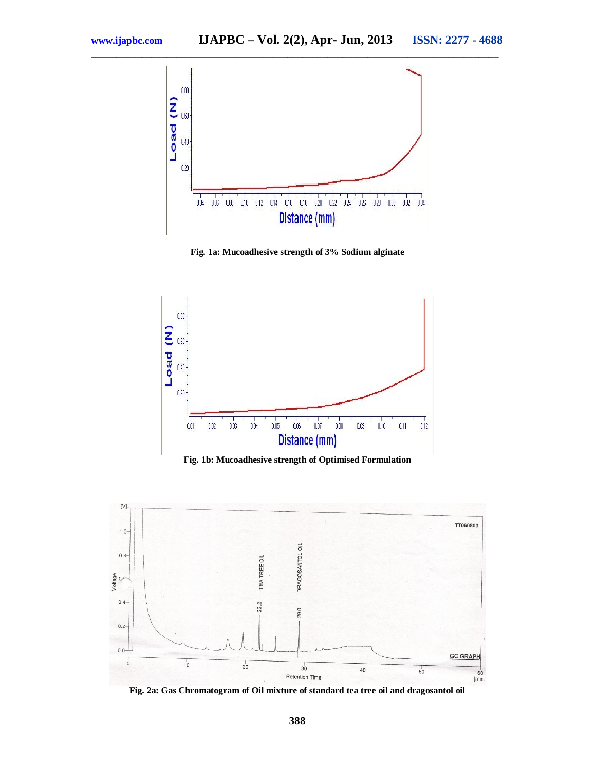Fig. 1a: Mucoadhesive strength of 3% Sodium alginate

Fig. 1b: Mucoadhesive strength of Optimised Formulation

Fig. 2a: Gas Chromatogram of Oil mixture of standard tea tree oil and dragosantol oil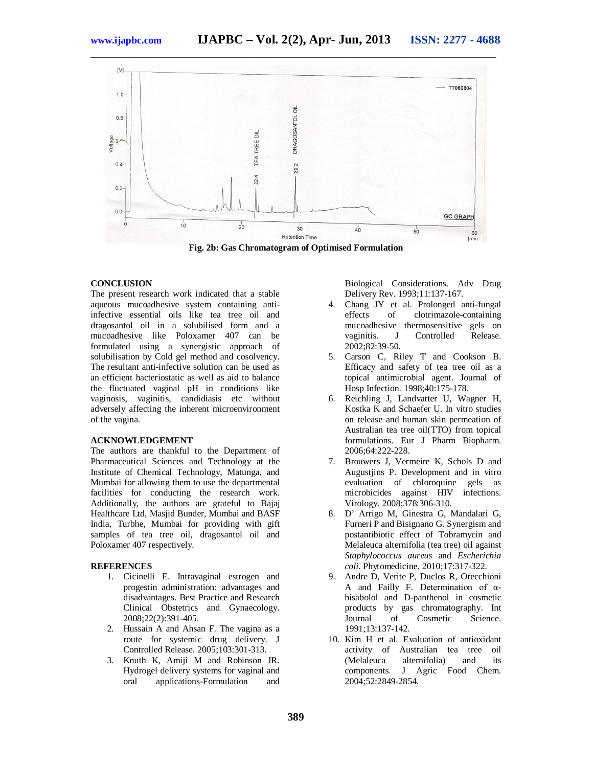[V]
1.0
0.8
0.6
0.4
0.2
0.0
Voltage
TEA TREE OIL
22.4
DRAGOSANTOL OIL
29.2
TT060804
GC GRAPH
0
10
20
30
40
50
60
[min.
Retention Time

**Fig. 2b: Gas Chromatogram of Optimised Formulation**

## CONCLUSION

The present research work indicated that a stable aqueous mucoadhesive system containing anti-infective essential oils like tea tree oil and dragosantol oil in a solubilised form and a mucoadhesive like Poloxamer 407 can be formulated using a synergistic approach of solubilisation by Cold gel method and cosolvency. The resultant anti-infective solution can be used as an efficient bacteriostatic as well as aid to balance the fluctuated vaginal pH in conditions like vaginosis, vaginitis, candidiasis etc without adversely affecting the inherent microenvironment of the vagina.

## ACKNOWLEDGEMENT

The authors are thankful to the Department of Pharmaceutical Sciences and Technology at the Institute of Chemical Technology, Matunga, and Mumbai for allowing them to use the departmental facilities for conducting the research work. Additionally, the authors are grateful to Bajaj Healthcare Ltd, Masjid Bunder, Mumbai and BASF India, Turbhe, Mumbai for providing with gift samples of tea tree oil, dragosantol oil and Poloxamer 407 respectively.

## REFERENCES

1. Cicinelli E. Intravaginal estrogen and progestin administration: advantages and disadvantages. Best Practice and Research Clinical Obstetrics and Gynaecology. 2008;22(2):391-405.
2. Hussain A and Ahsan F. The vagina as a route for systemic drug delivery. J Controlled Release. 2005;103:301-313.
3. Knuth K, Amiji M and Robinson JR. Hydrogel delivery systems for vaginal and oral applications-Formulation and Biological Considerations. Adv Drug Delivery Rev. 1993;11:137-167.
4. Chang JY et al. Prolonged anti-fungal effects of clotrimazole-containing mucoadhesive thermosensitive gels on vaginitis. J Controlled Release. 2002;82:39-50.
5. Carson C, Riley T and Cookson B. Efficacy and safety of tea tree oil as a topical antimicrobial agent. Journal of Hosp Infection. 1998;40:175-178.
6. Reichling J, Landvatter U, Wagner H, Kostka K and Schaefer U. In vitro studies on release and human skin permeation of Australian tea tree oil(TTO) from topical formulations. Eur J Pharm Biopharm. 2006;64:222-228.
7. Brouwers J, Vermeire K, Schols D and Augustjins P. Development and in vitro evaluation of chloroquine gels as microbicides against HIV infections. Virology. 2008;378:306-310.
8. D' Arrigo M, Ginestra G, Mandalari G, Furneri P and Bisignano G. Synergism and postantibiotic effect of Tobramycin and Melaleuca alternifolia (tea tree) oil against *Staphylococcus aureus* and *Escherichia coli*. Phytomedicine. 2010;17:317-322.
9. Andre D, Verite P, Duclos R, Orecchioni A and Failly F. Determination of α-bisabolol and D-panthenol in cosmetic products by gas chromatography. Int Journal of Cosmetic Science. 1991;13:137-142.
10. Kim H et al. Evaluation of antioxidant activity of Australian tea tree oil (Melaleuca alternifolia) and its components. J Agric Food Chem. 2004;52:2849-2854.